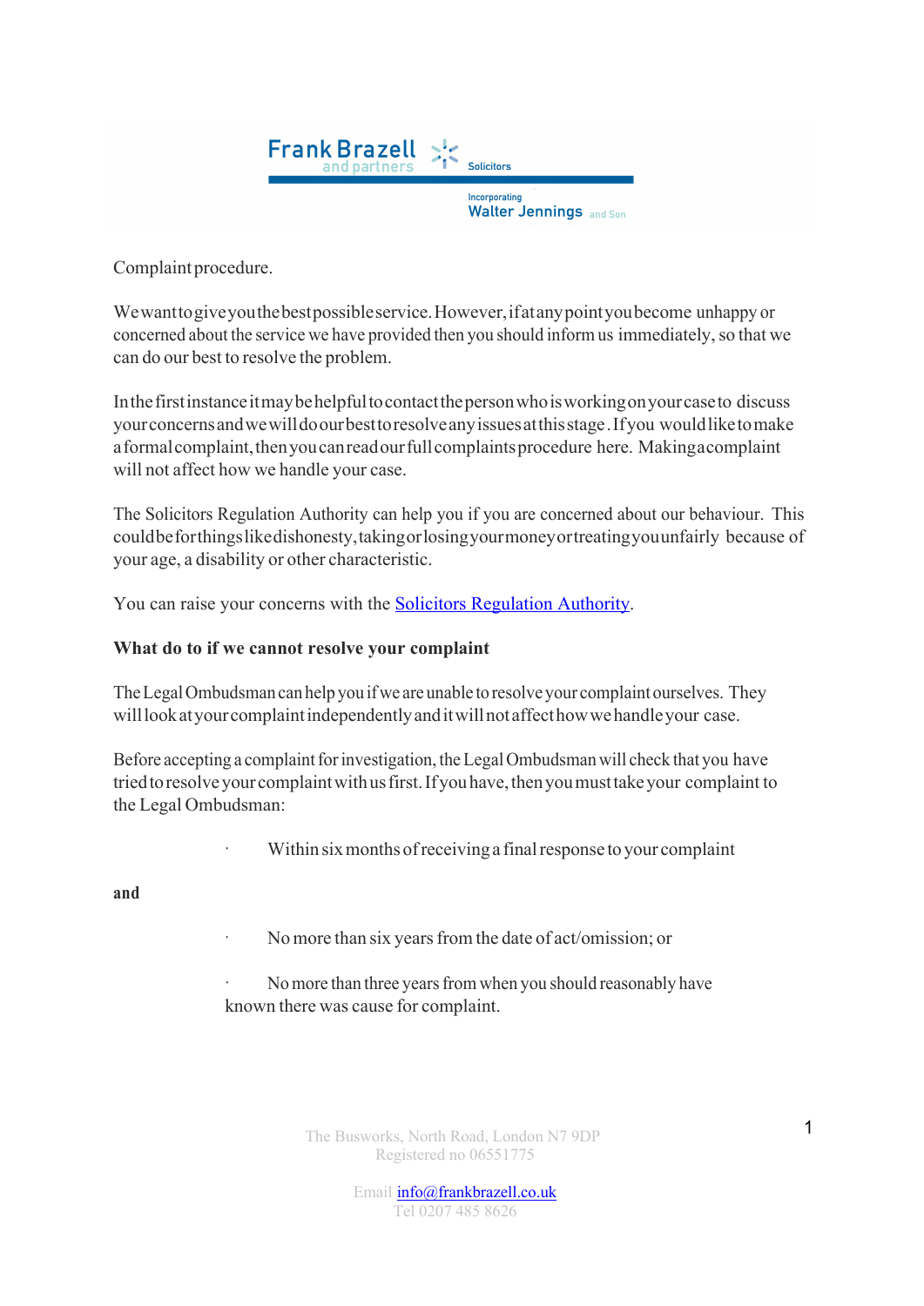Frank Brazell and partners Solicitors

Incorporating Walter Jennings and Son

Complaint procedure.

We want to give you the best possible service. However, if at any point you become unhappy or concerned about the service we have provided then you should inform us immediately, so that we can do our best to resolve the problem.

In the first instance it may be helpful to contact the person who is working on your case to discuss your concerns and we will do our best to resolve any issues at this stage. If you would like to make a formal complaint, then you can read our full complaints procedure here. Making a complaint will not affect how we handle your case.

The Solicitors Regulation Authority can help you if you are concerned about our behaviour. This could be for things like dishonesty, taking or losing your money or treating you unfairly because of your age, a disability or other characteristic.

You can raise your concerns with the [Solicitors Regulation Authority](#).

**What do to if we cannot resolve your complaint**

The Legal Ombudsman can help you if we are unable to resolve your complaint ourselves. They will look at your complaint independently and it will not affect how we handle your case.

Before accepting a complaint for investigation, the Legal Ombudsman will check that you have tried to resolve your complaint with us first. If you have, then you must take your complaint to the Legal Ombudsman:

- Within six months of receiving a final response to your complaint

**and**

- No more than six years from the date of act/omission; or
- No more than three years from when you should reasonably have known there was cause for complaint.

The Busworks, North Road, London N7 9DP
Registered no 06551775

Email info@frankbrazell.co.uk
Tel 0207 485 8626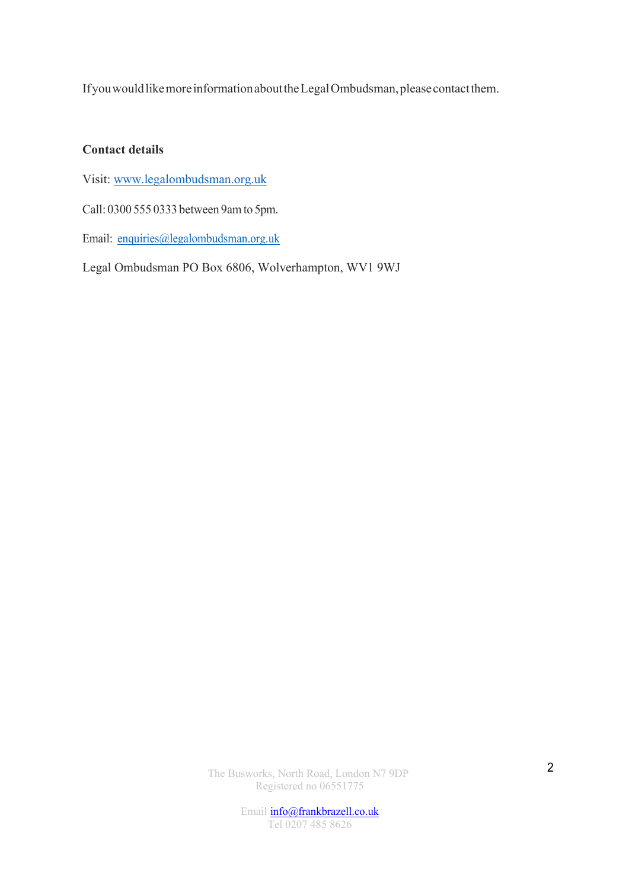If you would like more information about the Legal Ombudsman, please contact them.

**Contact details**

Visit: www.legalombudsman.org.uk

Call: 0300 555 0333 between 9am to 5pm.

Email: enquiries@legalombudsman.org.uk

Legal Ombudsman PO Box 6806, Wolverhampton, WV1 9WJ

The Busworks, North Road, London N7 9DP
Registered no 06551775

Email info@frankbrazell.co.uk
Tel 0207 485 8626